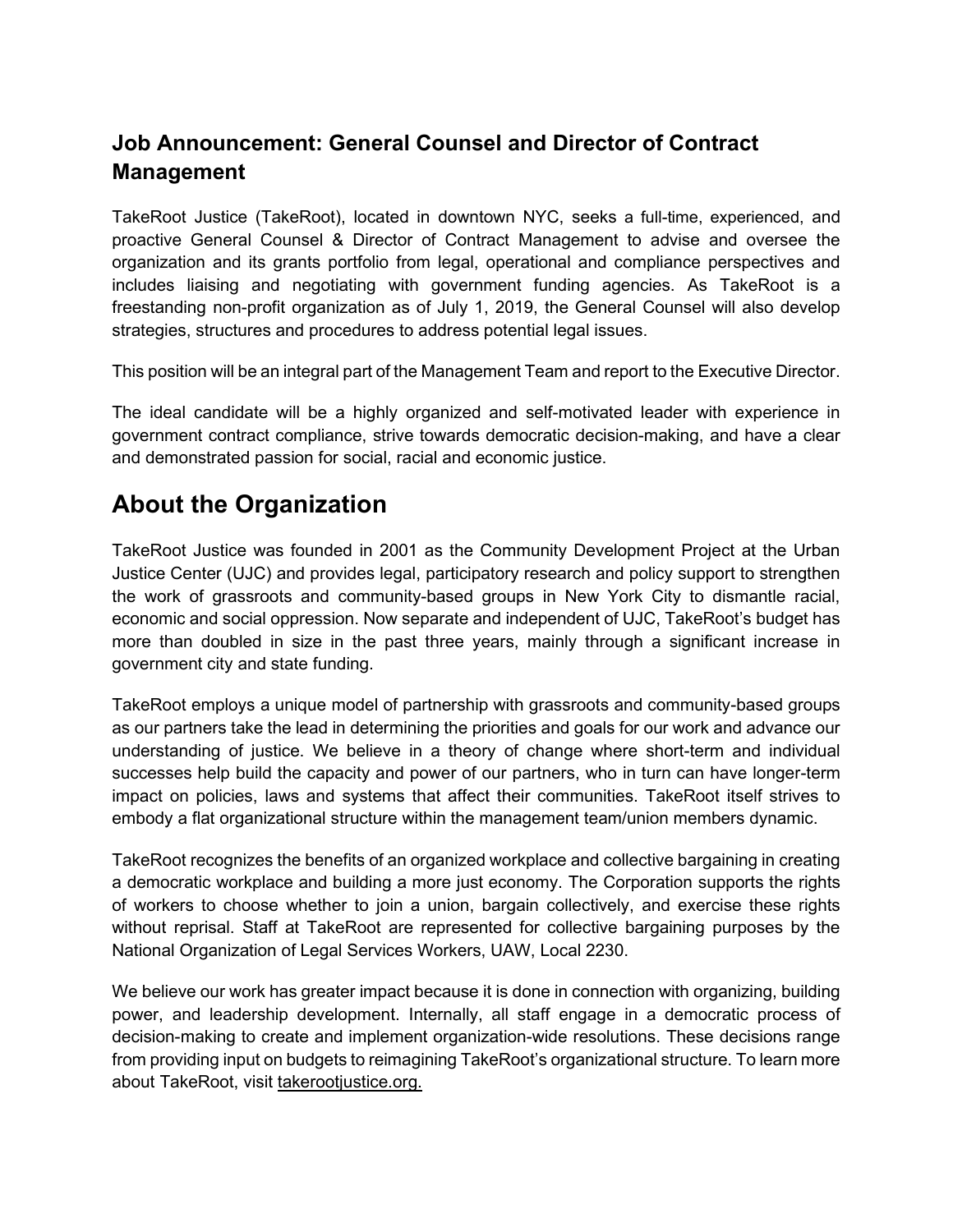### Job Announcement: General Counsel and Director of Contract Management

TakeRoot Justice (TakeRoot), located in downtown NYC, seeks a full-time, experienced, and proactive General Counsel & Director of Contract Management to advise and oversee the organization and its grants portfolio from legal, operational and compliance perspectives and includes liaising and negotiating with government funding agencies. As TakeRoot is a freestanding non-profit organization as of July 1, 2019, the General Counsel will also develop strategies, structures and procedures to address potential legal issues.

This position will be an integral part of the Management Team and report to the Executive Director.

The ideal candidate will be a highly organized and self-motivated leader with experience in government contract compliance, strive towards democratic decision-making, and have a clear and demonstrated passion for social, racial and economic justice.

## About the Organization

TakeRoot Justice was founded in 2001 as the Community Development Project at the Urban Justice Center (UJC) and provides legal, participatory research and policy support to strengthen the work of grassroots and community-based groups in New York City to dismantle racial, economic and social oppression. Now separate and independent of UJC, TakeRoot's budget has more than doubled in size in the past three years, mainly through a significant increase in government city and state funding.

TakeRoot employs a unique model of partnership with grassroots and community-based groups as our partners take the lead in determining the priorities and goals for our work and advance our understanding of justice. We believe in a theory of change where short-term and individual successes help build the capacity and power of our partners, who in turn can have longer-term impact on policies, laws and systems that affect their communities. TakeRoot itself strives to embody a flat organizational structure within the management team/union members dynamic.

TakeRoot recognizes the benefits of an organized workplace and collective bargaining in creating a democratic workplace and building a more just economy. The Corporation supports the rights of workers to choose whether to join a union, bargain collectively, and exercise these rights without reprisal. Staff at TakeRoot are represented for collective bargaining purposes by the National Organization of Legal Services Workers, UAW, Local 2230.

We believe our work has greater impact because it is done in connection with organizing, building power, and leadership development. Internally, all staff engage in a democratic process of decision-making to create and implement organization-wide resolutions. These decisions range from providing input on budgets to reimagining TakeRoot's organizational structure. To learn more about TakeRoot, visit takerootjustice.org.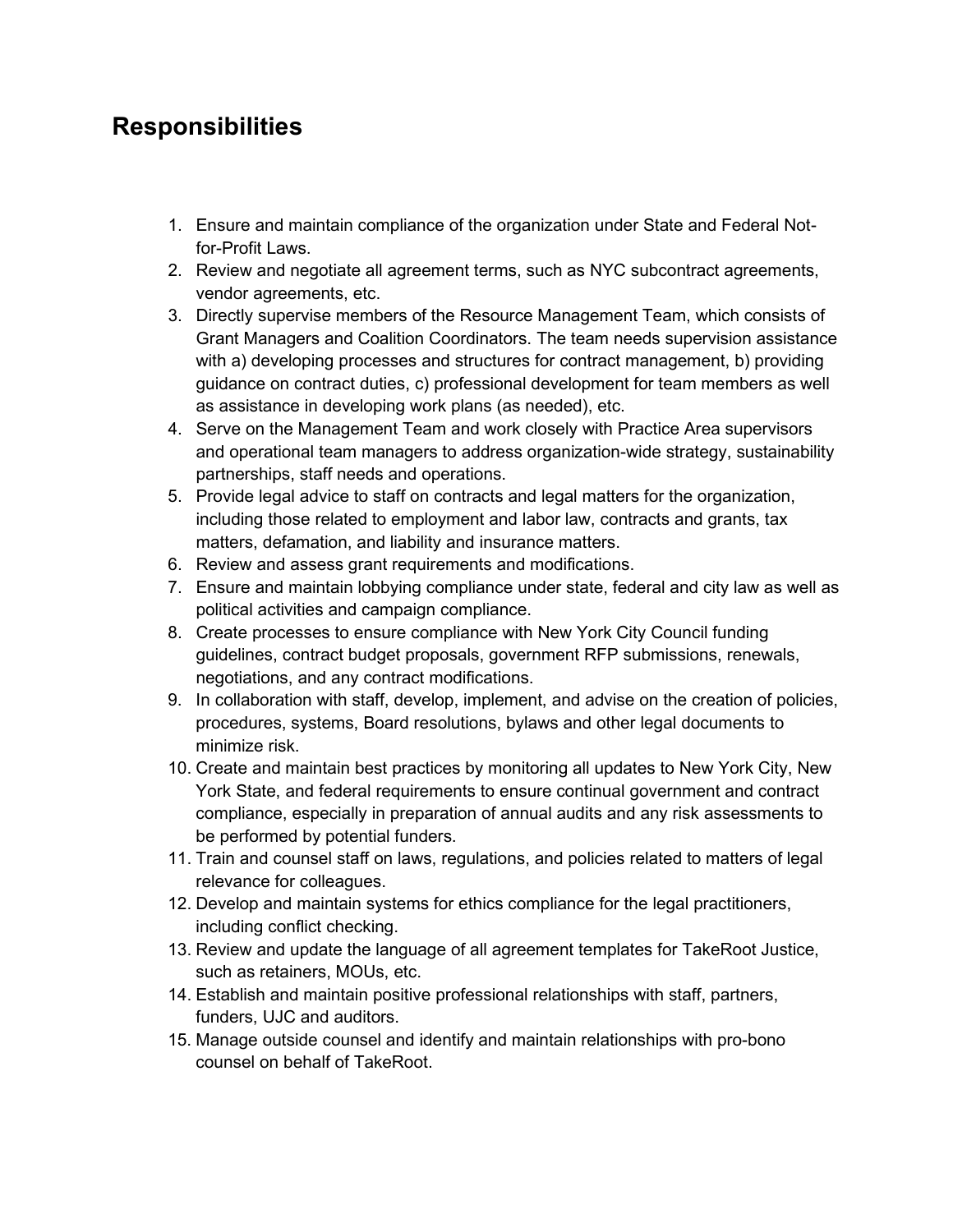## Responsibilities

1. Ensure and maintain compliance of the organization under State and Federal Not-for-Profit Laws.
2. Review and negotiate all agreement terms, such as NYC subcontract agreements, vendor agreements, etc.
3. Directly supervise members of the Resource Management Team, which consists of Grant Managers and Coalition Coordinators. The team needs supervision assistance with a) developing processes and structures for contract management, b) providing guidance on contract duties, c) professional development for team members as well as assistance in developing work plans (as needed), etc.
4. Serve on the Management Team and work closely with Practice Area supervisors and operational team managers to address organization-wide strategy, sustainability partnerships, staff needs and operations.
5. Provide legal advice to staff on contracts and legal matters for the organization, including those related to employment and labor law, contracts and grants, tax matters, defamation, and liability and insurance matters.
6. Review and assess grant requirements and modifications.
7. Ensure and maintain lobbying compliance under state, federal and city law as well as political activities and campaign compliance.
8. Create processes to ensure compliance with New York City Council funding guidelines, contract budget proposals, government RFP submissions, renewals, negotiations, and any contract modifications.
9. In collaboration with staff, develop, implement, and advise on the creation of policies, procedures, systems, Board resolutions, bylaws and other legal documents to minimize risk.
10. Create and maintain best practices by monitoring all updates to New York City, New York State, and federal requirements to ensure continual government and contract compliance, especially in preparation of annual audits and any risk assessments to be performed by potential funders.
11. Train and counsel staff on laws, regulations, and policies related to matters of legal relevance for colleagues.
12. Develop and maintain systems for ethics compliance for the legal practitioners, including conflict checking.
13. Review and update the language of all agreement templates for TakeRoot Justice, such as retainers, MOUs, etc.
14. Establish and maintain positive professional relationships with staff, partners, funders, UJC and auditors.
15. Manage outside counsel and identify and maintain relationships with pro-bono counsel on behalf of TakeRoot.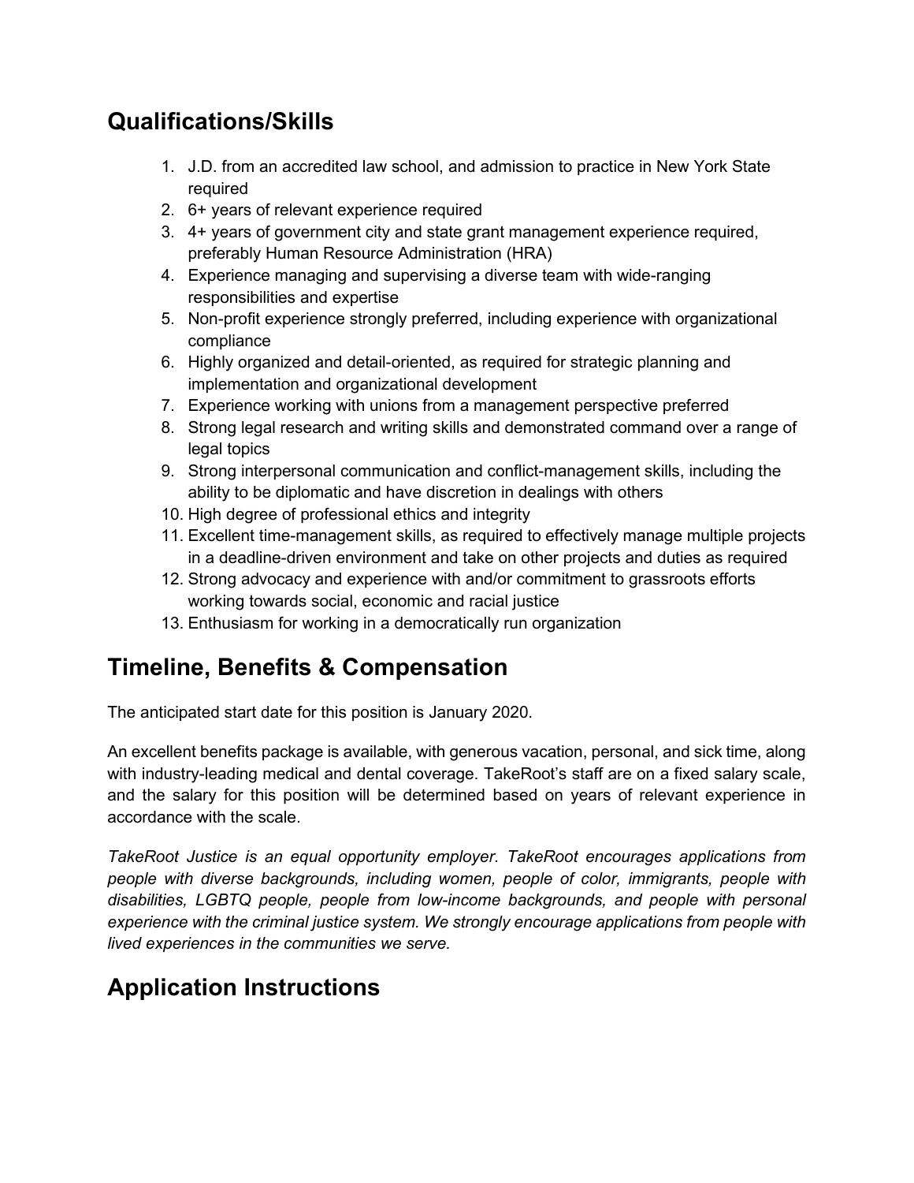## Qualifications/Skills

1. J.D. from an accredited law school, and admission to practice in New York State required
2. 6+ years of relevant experience required
3. 4+ years of government city and state grant management experience required, preferably Human Resource Administration (HRA)
4. Experience managing and supervising a diverse team with wide-ranging responsibilities and expertise
5. Non-profit experience strongly preferred, including experience with organizational compliance
6. Highly organized and detail-oriented, as required for strategic planning and implementation and organizational development
7. Experience working with unions from a management perspective preferred
8. Strong legal research and writing skills and demonstrated command over a range of legal topics
9. Strong interpersonal communication and conflict-management skills, including the ability to be diplomatic and have discretion in dealings with others
10. High degree of professional ethics and integrity
11. Excellent time-management skills, as required to effectively manage multiple projects in a deadline-driven environment and take on other projects and duties as required
12. Strong advocacy and experience with and/or commitment to grassroots efforts working towards social, economic and racial justice
13. Enthusiasm for working in a democratically run organization

## Timeline, Benefits & Compensation

The anticipated start date for this position is January 2020.

An excellent benefits package is available, with generous vacation, personal, and sick time, along with industry-leading medical and dental coverage. TakeRoot's staff are on a fixed salary scale, and the salary for this position will be determined based on years of relevant experience in accordance with the scale.

*TakeRoot Justice is an equal opportunity employer. TakeRoot encourages applications from people with diverse backgrounds, including women, people of color, immigrants, people with disabilities, LGBTQ people, people from low-income backgrounds, and people with personal experience with the criminal justice system. We strongly encourage applications from people with lived experiences in the communities we serve.*

## Application Instructions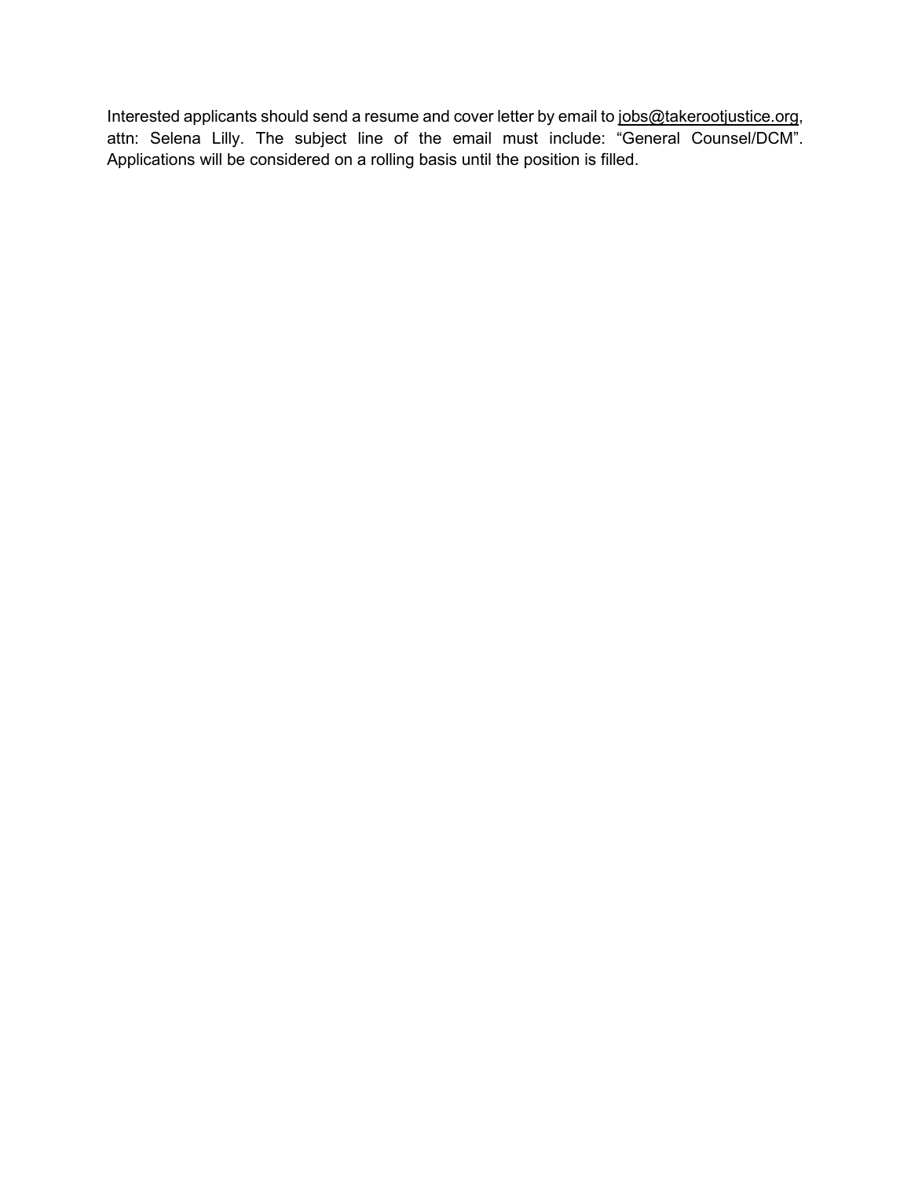Interested applicants should send a resume and cover letter by email to jobs@takerootjustice.org, attn: Selena Lilly. The subject line of the email must include: "General Counsel/DCM". Applications will be considered on a rolling basis until the position is filled.